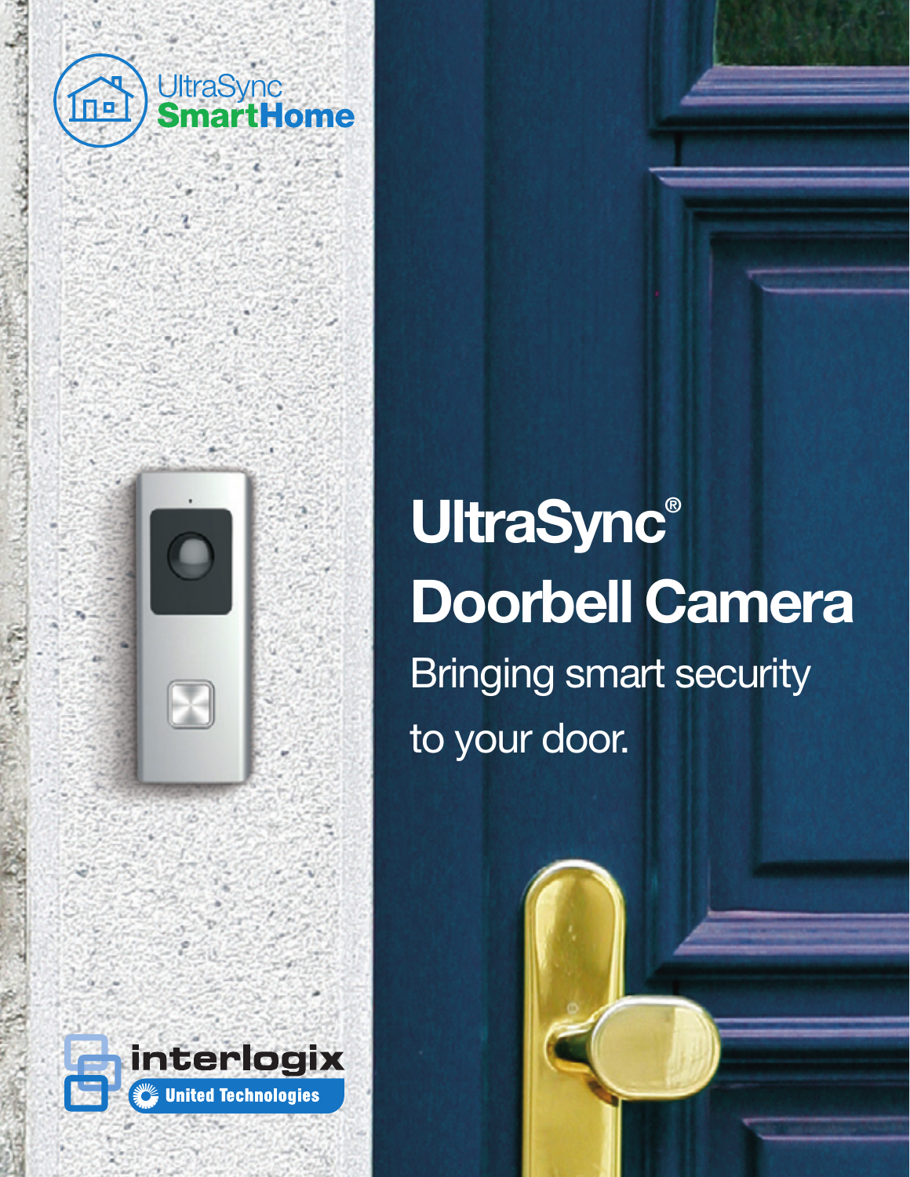UltraSync SmartHome

# UltraSync® Doorbell Camera

Bringing smart security to your door.

interlogix

United Technologies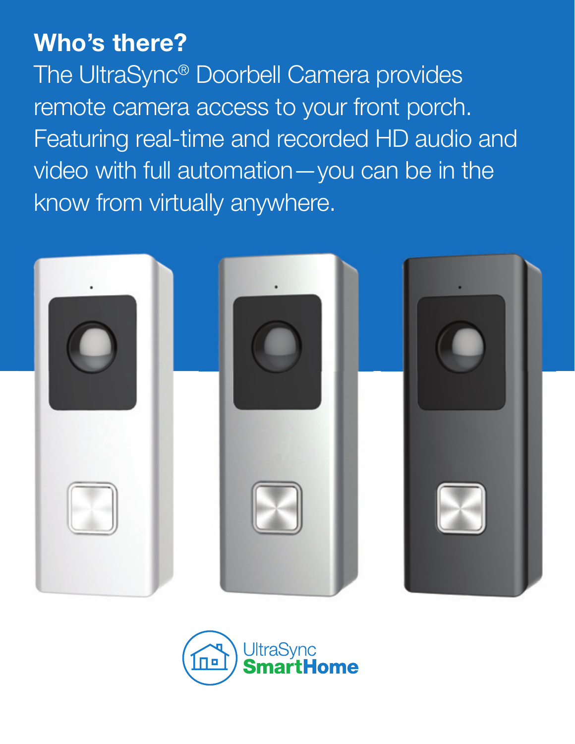## Who's there?

The UltraSync® Doorbell Camera provides remote camera access to your front porch. Featuring real-time and recorded HD audio and video with full automation—you can be in the know from virtually anywhere.

UltraSync SmartHome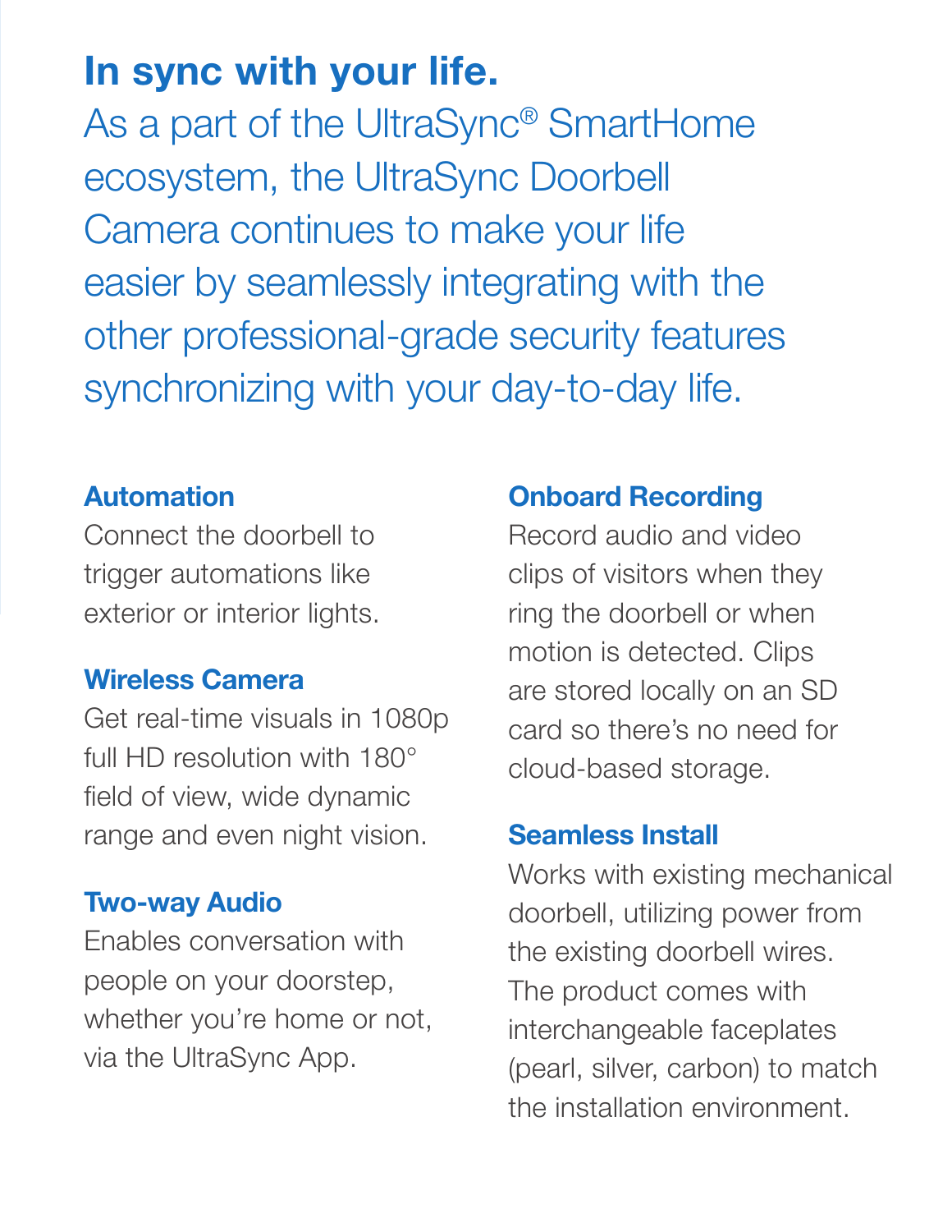# In sync with your life.

As a part of the UltraSync® SmartHome ecosystem, the UltraSync Doorbell Camera continues to make your life easier by seamlessly integrating with the other professional-grade security features synchronizing with your day-to-day life.

### Automation

Connect the doorbell to trigger automations like exterior or interior lights.

### Wireless Camera

Get real-time visuals in 1080p full HD resolution with 180° field of view, wide dynamic range and even night vision.

### Two-way Audio

Enables conversation with people on your doorstep, whether you're home or not, via the UltraSync App.

### Onboard Recording

Record audio and video clips of visitors when they ring the doorbell or when motion is detected. Clips are stored locally on an SD card so there's no need for cloud-based storage.

### Seamless Install

Works with existing mechanical doorbell, utilizing power from the existing doorbell wires. The product comes with interchangeable faceplates (pearl, silver, carbon) to match the installation environment.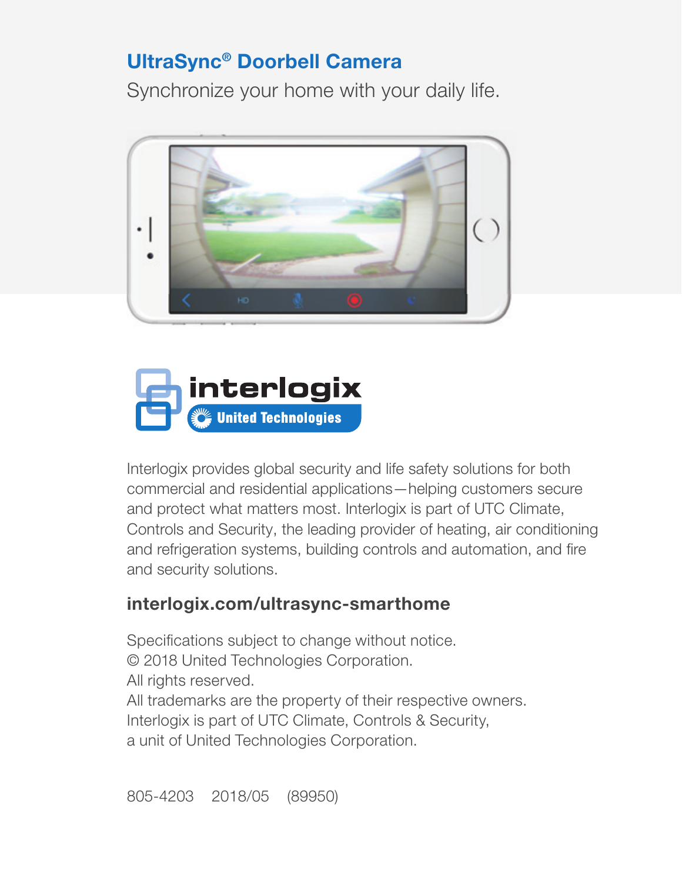## UltraSync® Doorbell Camera

Synchronize your home with your daily life.

Interlogix provides global security and life safety solutions for both commercial and residential applications—helping customers secure and protect what matters most. Interlogix is part of UTC Climate, Controls and Security, the leading provider of heating, air conditioning and refrigeration systems, building controls and automation, and fire and security solutions.

**interlogix.com/ultrasync-smarthome**

Specifications subject to change without notice.
© 2018 United Technologies Corporation.
All rights reserved.
All trademarks are the property of their respective owners.
Interlogix is part of UTC Climate, Controls & Security,
a unit of United Technologies Corporation.

805-4203 2018/05 (89950)